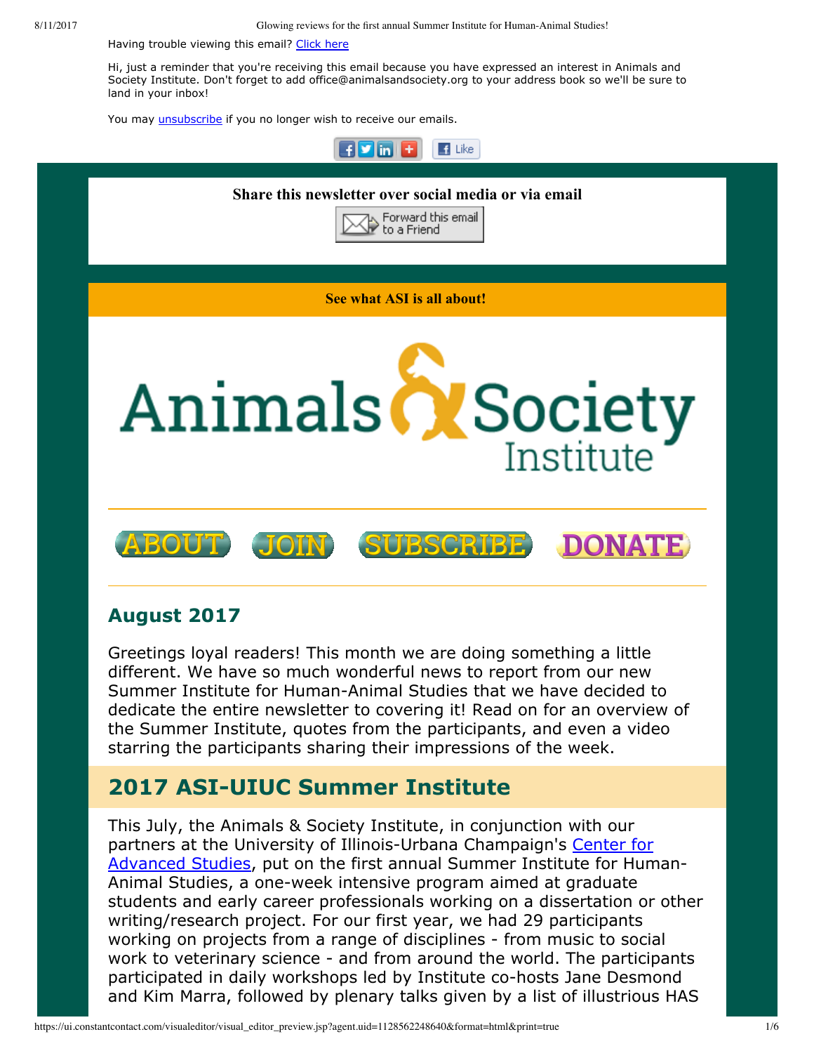Having trouble viewing this email? Click here

Hi, just a reminder that you're receiving this email because you have expressed an interest in Animals and Society Institute. Don't forget to add office@animalsandsociety.org to your address book so we'll be sure to land in your inbox!

You may unsubscribe if you no longer wish to receive our emails.

**Share this newsletter over social media or via email**

Forward this email to a Friend

**See what ASI is all about!**

Animals & Society Institute

ABOUT JOIN SUBSCRIBE DONATE

## August 2017

Greetings loyal readers! This month we are doing something a little different. We have so much wonderful news to report from our new Summer Institute for Human-Animal Studies that we have decided to dedicate the entire newsletter to covering it! Read on for an overview of the Summer Institute, quotes from the participants, and even a video starring the participants sharing their impressions of the week.

## 2017 ASI-UIUC Summer Institute

This July, the Animals & Society Institute, in conjunction with our partners at the University of Illinois-Urbana Champaign's Center for Advanced Studies, put on the first annual Summer Institute for Human-Animal Studies, a one-week intensive program aimed at graduate students and early career professionals working on a dissertation or other writing/research project. For our first year, we had 29 participants working on projects from a range of disciplines - from music to social work to veterinary science - and from around the world. The participants participated in daily workshops led by Institute co-hosts Jane Desmond and Kim Marra, followed by plenary talks given by a list of illustrious HAS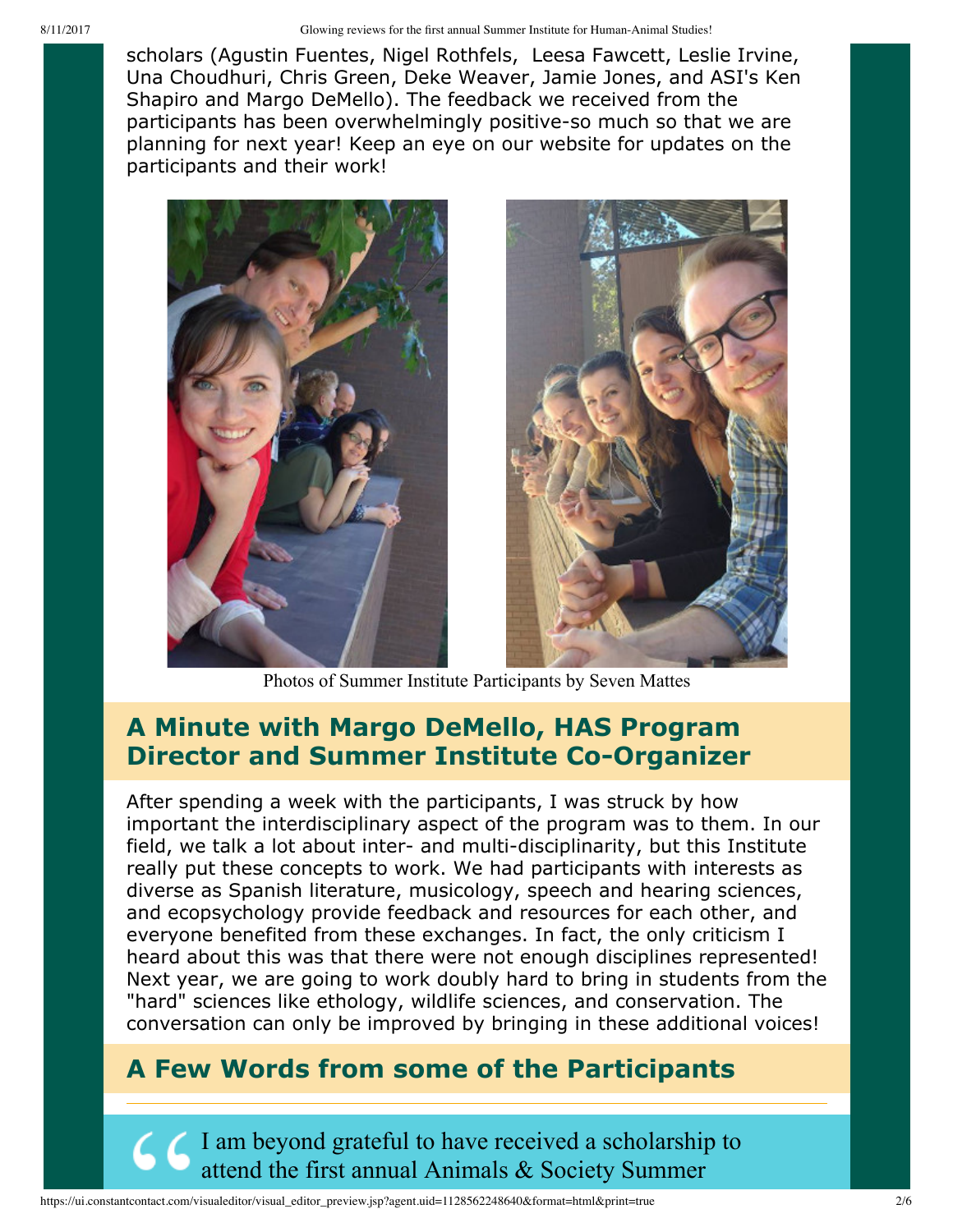scholars (Agustin Fuentes, Nigel Rothfels, Leesa Fawcett, Leslie Irvine, Una Choudhuri, Chris Green, Deke Weaver, Jamie Jones, and ASI's Ken Shapiro and Margo DeMello). The feedback we received from the participants has been overwhelmingly positive-so much so that we are planning for next year! Keep an eye on our website for updates on the participants and their work!

Photos of Summer Institute Participants by Seven Mattes

## A Minute with Margo DeMello, HAS Program Director and Summer Institute Co-Organizer

After spending a week with the participants, I was struck by how important the interdisciplinary aspect of the program was to them. In our field, we talk a lot about inter- and multi-disciplinarity, but this Institute really put these concepts to work. We had participants with interests as diverse as Spanish literature, musicology, speech and hearing sciences, and ecopsychology provide feedback and resources for each other, and everyone benefited from these exchanges. In fact, the only criticism I heard about this was that there were not enough disciplines represented! Next year, we are going to work doubly hard to bring in students from the "hard" sciences like ethology, wildlife sciences, and conservation. The conversation can only be improved by bringing in these additional voices!

## A Few Words from some of the Participants

---

" I am beyond grateful to have received a scholarship to attend the first annual Animals & Society Summer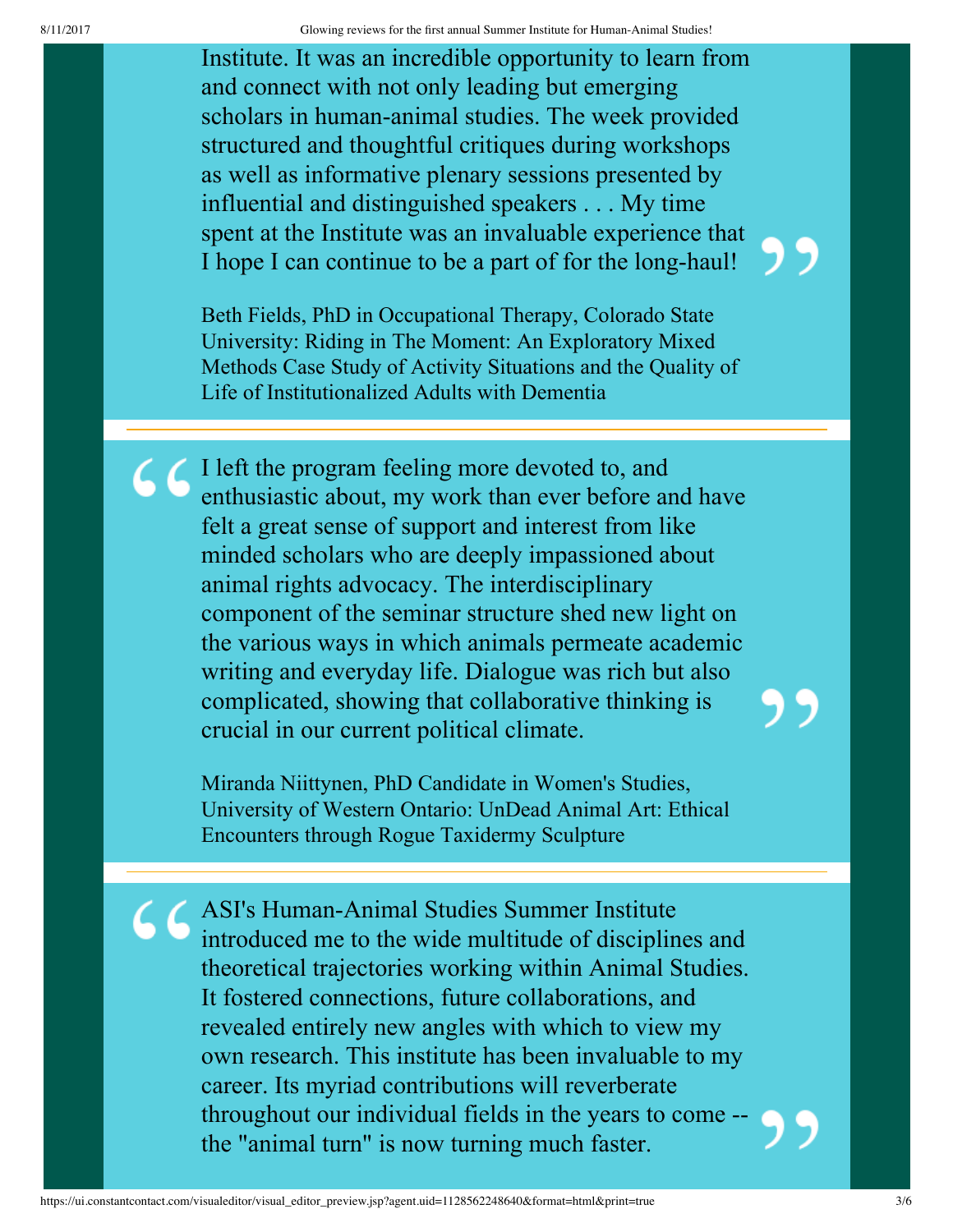Institute. It was an incredible opportunity to learn from and connect with not only leading but emerging scholars in human-animal studies. The week provided structured and thoughtful critiques during workshops as well as informative plenary sessions presented by influential and distinguished speakers . . . My time spent at the Institute was an invaluable experience that I hope I can continue to be a part of for the long-haul!

Beth Fields, PhD in Occupational Therapy, Colorado State University: Riding in The Moment: An Exploratory Mixed Methods Case Study of Activity Situations and the Quality of Life of Institutionalized Adults with Dementia

---

> I left the program feeling more devoted to, and enthusiastic about, my work than ever before and have felt a great sense of support and interest from like minded scholars who are deeply impassioned about animal rights advocacy. The interdisciplinary component of the seminar structure shed new light on the various ways in which animals permeate academic writing and everyday life. Dialogue was rich but also complicated, showing that collaborative thinking is crucial in our current political climate.

Miranda Niittynen, PhD Candidate in Women's Studies, University of Western Ontario: UnDead Animal Art: Ethical Encounters through Rogue Taxidermy Sculpture

---

> ASI's Human-Animal Studies Summer Institute introduced me to the wide multitude of disciplines and theoretical trajectories working within Animal Studies. It fostered connections, future collaborations, and revealed entirely new angles with which to view my own research. This institute has been invaluable to my career. Its myriad contributions will reverberate throughout our individual fields in the years to come -- the "animal turn" is now turning much faster.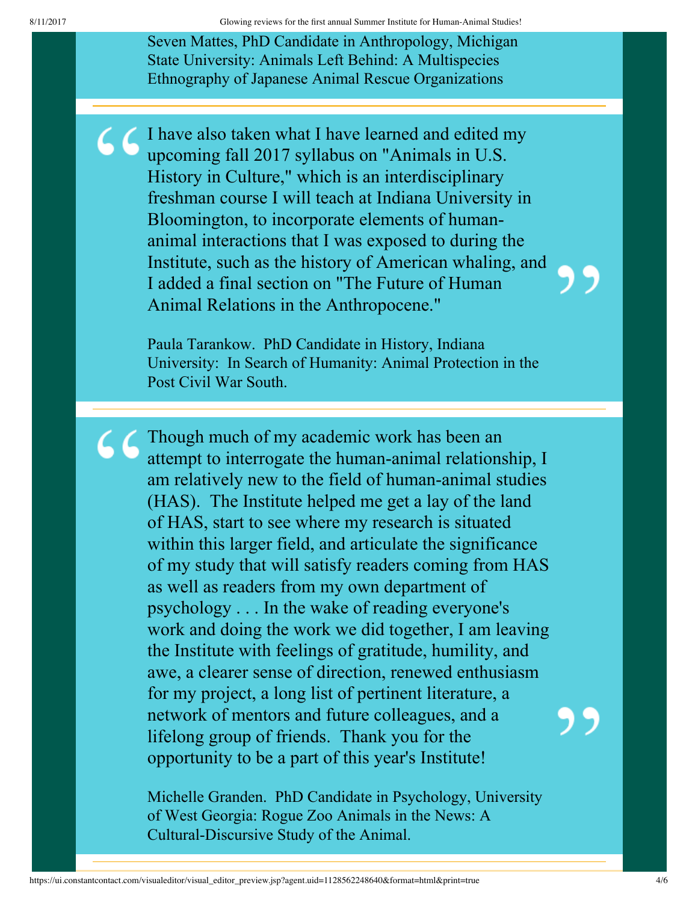Seven Mattes, PhD Candidate in Anthropology, Michigan State University: Animals Left Behind: A Multispecies Ethnography of Japanese Animal Rescue Organizations

---

> I have also taken what I have learned and edited my upcoming fall 2017 syllabus on "Animals in U.S. History in Culture," which is an interdisciplinary freshman course I will teach at Indiana University in Bloomington, to incorporate elements of human-animal interactions that I was exposed to during the Institute, such as the history of American whaling, and I added a final section on "The Future of Human Animal Relations in the Anthropocene."

Paula Tarankow. PhD Candidate in History, Indiana University: In Search of Humanity: Animal Protection in the Post Civil War South.

---

> Though much of my academic work has been an attempt to interrogate the human-animal relationship, I am relatively new to the field of human-animal studies (HAS). The Institute helped me get a lay of the land of HAS, start to see where my research is situated within this larger field, and articulate the significance of my study that will satisfy readers coming from HAS as well as readers from my own department of psychology . . . In the wake of reading everyone's work and doing the work we did together, I am leaving the Institute with feelings of gratitude, humility, and awe, a clearer sense of direction, renewed enthusiasm for my project, a long list of pertinent literature, a network of mentors and future colleagues, and a lifelong group of friends. Thank you for the opportunity to be a part of this year's Institute!

Michelle Granden. PhD Candidate in Psychology, University of West Georgia: Rogue Zoo Animals in the News: A Cultural-Discursive Study of the Animal.

---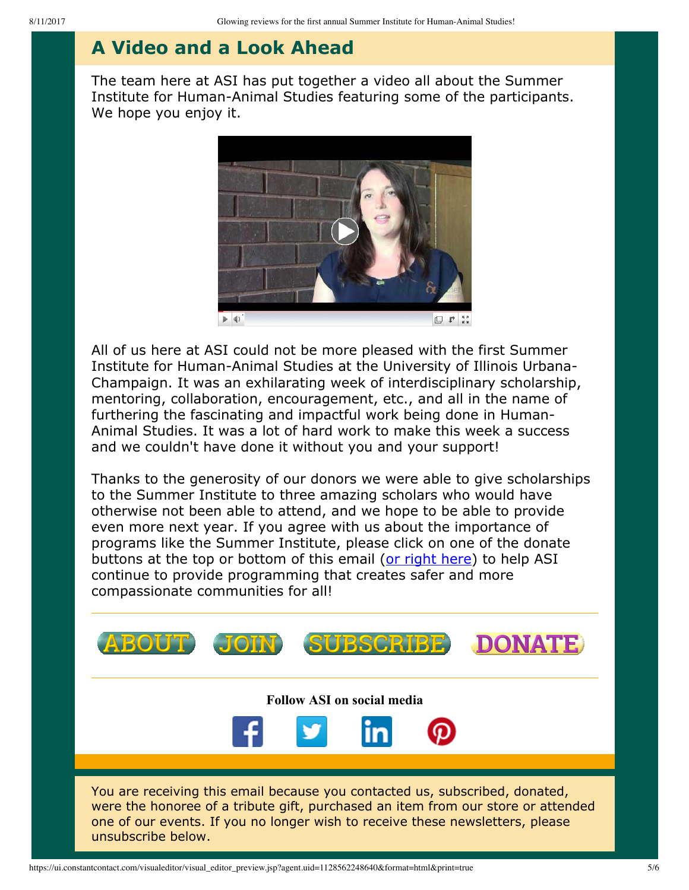## A Video and a Look Ahead

The team here at ASI has put together a video all about the Summer Institute for Human-Animal Studies featuring some of the participants. We hope you enjoy it.

All of us here at ASI could not be more pleased with the first Summer Institute for Human-Animal Studies at the University of Illinois Urbana-Champaign. It was an exhilarating week of interdisciplinary scholarship, mentoring, collaboration, encouragement, etc., and all in the name of furthering the fascinating and impactful work being done in Human-Animal Studies. It was a lot of hard work to make this week a success and we couldn't have done it without you and your support!

Thanks to the generosity of our donors we were able to give scholarships to the Summer Institute to three amazing scholars who would have otherwise not been able to attend, and we hope to be able to provide even more next year. If you agree with us about the importance of programs like the Summer Institute, please click on one of the donate buttons at the top or bottom of this email (or right here) to help ASI continue to provide programming that creates safer and more compassionate communities for all!

---

ABOUT JOIN SUBSCRIBE DONATE

---

**Follow ASI on social media**

You are receiving this email because you contacted us, subscribed, donated, were the honoree of a tribute gift, purchased an item from our store or attended one of our events. If you no longer wish to receive these newsletters, please unsubscribe below.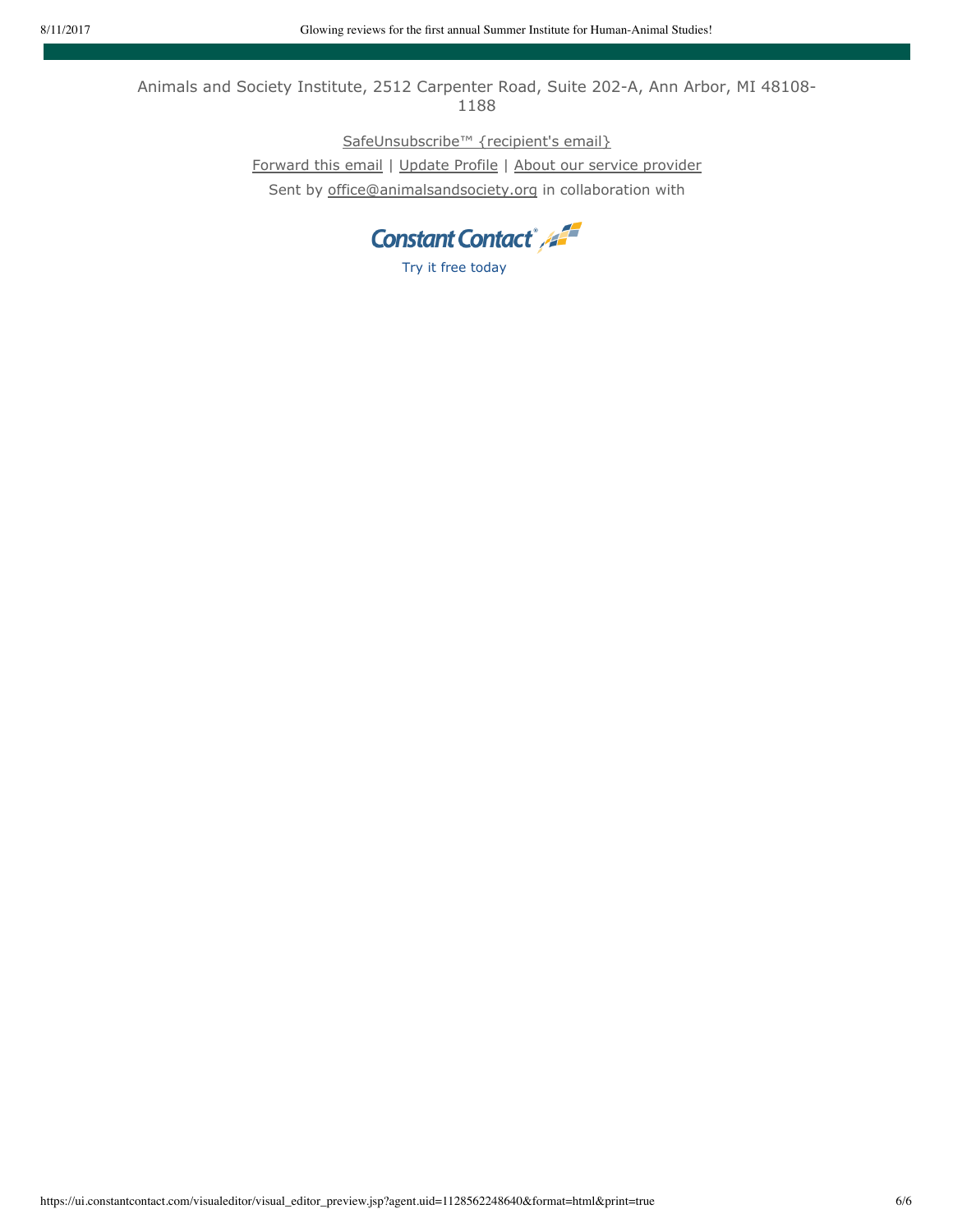Animals and Society Institute, 2512 Carpenter Road, Suite 202-A, Ann Arbor, MI 48108-1188

SafeUnsubscribe™ {recipient's email}

Forward this email | Update Profile | About our service provider

Sent by office@animalsandsociety.org in collaboration with

Constant Contact

Try it free today